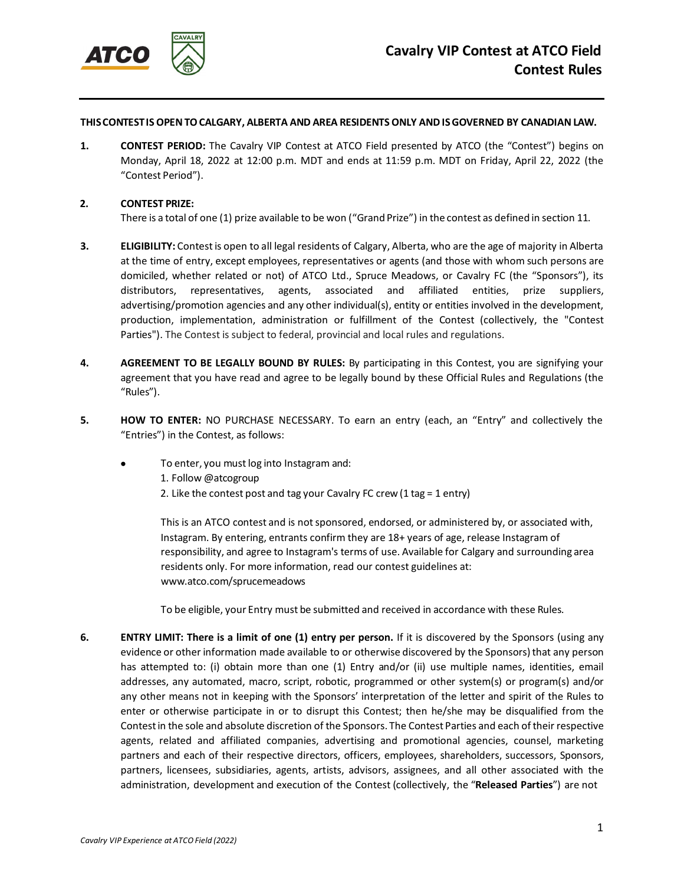# Cavalry VIP Contest at ATCO Field
## Contest Rules

**THIS CONTEST IS OPEN TO CALGARY, ALBERTA AND AREA RESIDENTS ONLY AND IS GOVERNED BY CANADIAN LAW.**

**1. CONTEST PERIOD:** The Cavalry VIP Contest at ATCO Field presented by ATCO (the "Contest") begins on Monday, April 18, 2022 at 12:00 p.m. MDT and ends at 11:59 p.m. MDT on Friday, April 22, 2022 (the "Contest Period").

**2. CONTEST PRIZE:**
There is a total of one (1) prize available to be won ("Grand Prize") in the contest as defined in section 11.

**3. ELIGIBILITY:** Contest is open to all legal residents of Calgary, Alberta, who are the age of majority in Alberta at the time of entry, except employees, representatives or agents (and those with whom such persons are domiciled, whether related or not) of ATCO Ltd., Spruce Meadows, or Cavalry FC (the "Sponsors"), its distributors, representatives, agents, associated and affiliated entities, prize suppliers, advertising/promotion agencies and any other individual(s), entity or entities involved in the development, production, implementation, administration or fulfillment of the Contest (collectively, the "Contest Parties"). The Contest is subject to federal, provincial and local rules and regulations.

**4. AGREEMENT TO BE LEGALLY BOUND BY RULES:** By participating in this Contest, you are signifying your agreement that you have read and agree to be legally bound by these Official Rules and Regulations (the "Rules").

**5. HOW TO ENTER:** NO PURCHASE NECESSARY. To earn an entry (each, an "Entry" and collectively the "Entries") in the Contest, as follows:

- To enter, you must log into Instagram and:
  1. Follow @atcogroup
  2. Like the contest post and tag your Cavalry FC crew (1 tag = 1 entry)

  This is an ATCO contest and is not sponsored, endorsed, or administered by, or associated with, Instagram. By entering, entrants confirm they are 18+ years of age, release Instagram of responsibility, and agree to Instagram's terms of use. Available for Calgary and surrounding area residents only. For more information, read our contest guidelines at: www.atco.com/sprucemeadows

  To be eligible, your Entry must be submitted and received in accordance with these Rules.

**6. ENTRY LIMIT: There is a limit of one (1) entry per person.** If it is discovered by the Sponsors (using any evidence or other information made available to or otherwise discovered by the Sponsors) that any person has attempted to: (i) obtain more than one (1) Entry and/or (ii) use multiple names, identities, email addresses, any automated, macro, script, robotic, programmed or other system(s) or program(s) and/or any other means not in keeping with the Sponsors' interpretation of the letter and spirit of the Rules to enter or otherwise participate in or to disrupt this Contest; then he/she may be disqualified from the Contest in the sole and absolute discretion of the Sponsors. The Contest Parties and each of their respective agents, related and affiliated companies, advertising and promotional agencies, counsel, marketing partners and each of their respective directors, officers, employees, shareholders, successors, Sponsors, partners, licensees, subsidiaries, agents, artists, advisors, assignees, and all other associated with the administration, development and execution of the Contest (collectively, the "**Released Parties**") are not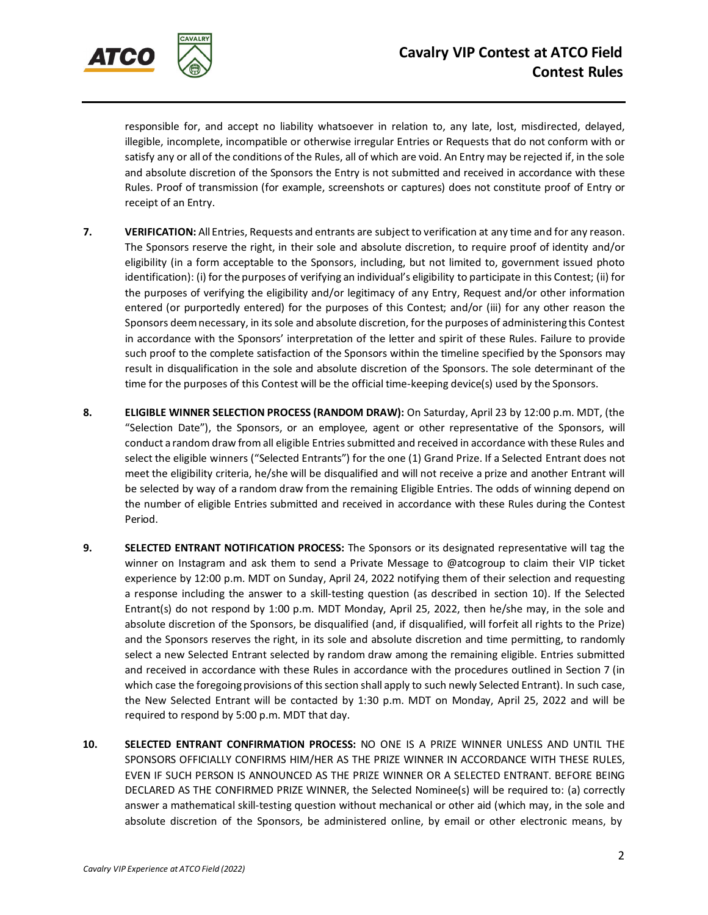responsible for, and accept no liability whatsoever in relation to, any late, lost, misdirected, delayed, illegible, incomplete, incompatible or otherwise irregular Entries or Requests that do not conform with or satisfy any or all of the conditions of the Rules, all of which are void. An Entry may be rejected if, in the sole and absolute discretion of the Sponsors the Entry is not submitted and received in accordance with these Rules. Proof of transmission (for example, screenshots or captures) does not constitute proof of Entry or receipt of an Entry.

7. **VERIFICATION:** All Entries, Requests and entrants are subject to verification at any time and for any reason. The Sponsors reserve the right, in their sole and absolute discretion, to require proof of identity and/or eligibility (in a form acceptable to the Sponsors, including, but not limited to, government issued photo identification): (i) for the purposes of verifying an individual's eligibility to participate in this Contest; (ii) for the purposes of verifying the eligibility and/or legitimacy of any Entry, Request and/or other information entered (or purportedly entered) for the purposes of this Contest; and/or (iii) for any other reason the Sponsors deem necessary, in its sole and absolute discretion, for the purposes of administering this Contest in accordance with the Sponsors' interpretation of the letter and spirit of these Rules. Failure to provide such proof to the complete satisfaction of the Sponsors within the timeline specified by the Sponsors may result in disqualification in the sole and absolute discretion of the Sponsors. The sole determinant of the time for the purposes of this Contest will be the official time-keeping device(s) used by the Sponsors.

8. **ELIGIBLE WINNER SELECTION PROCESS (RANDOM DRAW):** On Saturday, April 23 by 12:00 p.m. MDT, (the "Selection Date"), the Sponsors, or an employee, agent or other representative of the Sponsors, will conduct a random draw from all eligible Entries submitted and received in accordance with these Rules and select the eligible winners ("Selected Entrants") for the one (1) Grand Prize. If a Selected Entrant does not meet the eligibility criteria, he/she will be disqualified and will not receive a prize and another Entrant will be selected by way of a random draw from the remaining Eligible Entries. The odds of winning depend on the number of eligible Entries submitted and received in accordance with these Rules during the Contest Period.

9. **SELECTED ENTRANT NOTIFICATION PROCESS:** The Sponsors or its designated representative will tag the winner on Instagram and ask them to send a Private Message to @atcogroup to claim their VIP ticket experience by 12:00 p.m. MDT on Sunday, April 24, 2022 notifying them of their selection and requesting a response including the answer to a skill-testing question (as described in section 10). If the Selected Entrant(s) do not respond by 1:00 p.m. MDT Monday, April 25, 2022, then he/she may, in the sole and absolute discretion of the Sponsors, be disqualified (and, if disqualified, will forfeit all rights to the Prize) and the Sponsors reserves the right, in its sole and absolute discretion and time permitting, to randomly select a new Selected Entrant selected by random draw among the remaining eligible. Entries submitted and received in accordance with these Rules in accordance with the procedures outlined in Section 7 (in which case the foregoing provisions of this section shall apply to such newly Selected Entrant). In such case, the New Selected Entrant will be contacted by 1:30 p.m. MDT on Monday, April 25, 2022 and will be required to respond by 5:00 p.m. MDT that day.

10. **SELECTED ENTRANT CONFIRMATION PROCESS:** NO ONE IS A PRIZE WINNER UNLESS AND UNTIL THE SPONSORS OFFICIALLY CONFIRMS HIM/HER AS THE PRIZE WINNER IN ACCORDANCE WITH THESE RULES, EVEN IF SUCH PERSON IS ANNOUNCED AS THE PRIZE WINNER OR A SELECTED ENTRANT. BEFORE BEING DECLARED AS THE CONFIRMED PRIZE WINNER, the Selected Nominee(s) will be required to: (a) correctly answer a mathematical skill-testing question without mechanical or other aid (which may, in the sole and absolute discretion of the Sponsors, be administered online, by email or other electronic means, by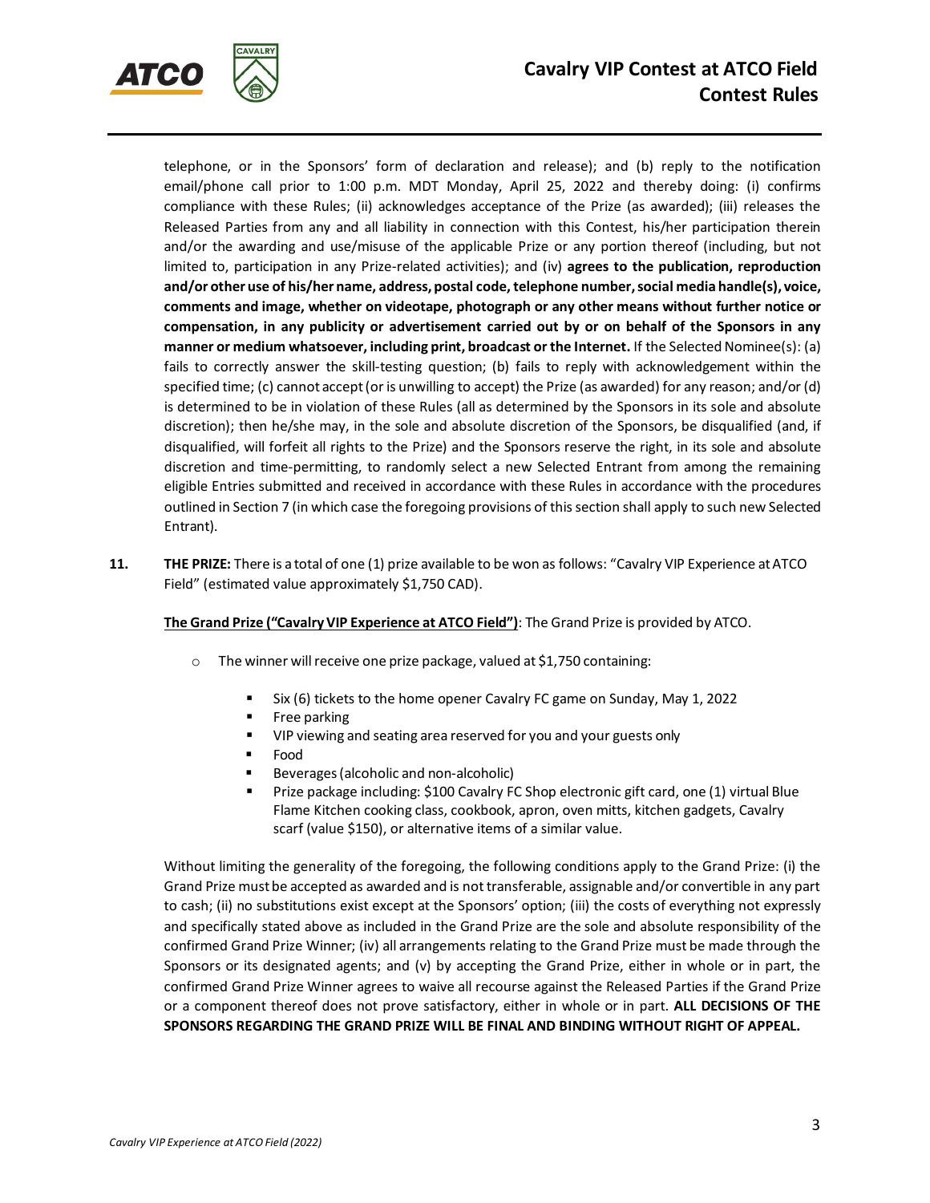telephone, or in the Sponsors' form of declaration and release); and (b) reply to the notification email/phone call prior to 1:00 p.m. MDT Monday, April 25, 2022 and thereby doing: (i) confirms compliance with these Rules; (ii) acknowledges acceptance of the Prize (as awarded); (iii) releases the Released Parties from any and all liability in connection with this Contest, his/her participation therein and/or the awarding and use/misuse of the applicable Prize or any portion thereof (including, but not limited to, participation in any Prize-related activities); and (iv) **agrees to the publication, reproduction and/or other use of his/her name, address, postal code, telephone number, social media handle(s), voice, comments and image, whether on videotape, photograph or any other means without further notice or compensation, in any publicity or advertisement carried out by or on behalf of the Sponsors in any manner or medium whatsoever, including print, broadcast or the Internet.** If the Selected Nominee(s): (a) fails to correctly answer the skill-testing question; (b) fails to reply with acknowledgement within the specified time; (c) cannot accept (or is unwilling to accept) the Prize (as awarded) for any reason; and/or (d) is determined to be in violation of these Rules (all as determined by the Sponsors in its sole and absolute discretion); then he/she may, in the sole and absolute discretion of the Sponsors, be disqualified (and, if disqualified, will forfeit all rights to the Prize) and the Sponsors reserve the right, in its sole and absolute discretion and time-permitting, to randomly select a new Selected Entrant from among the remaining eligible Entries submitted and received in accordance with these Rules in accordance with the procedures outlined in Section 7 (in which case the foregoing provisions of this section shall apply to such new Selected Entrant).

**11. THE PRIZE:** There is a total of one (1) prize available to be won as follows: "Cavalry VIP Experience at ATCO Field" (estimated value approximately $1,750 CAD).

**<u>The Grand Prize ("Cavalry VIP Experience at ATCO Field")</u>**: The Grand Prize is provided by ATCO.

- The winner will receive one prize package, valued at $1,750 containing:
  - Six (6) tickets to the home opener Cavalry FC game on Sunday, May 1, 2022
  - Free parking
  - VIP viewing and seating area reserved for you and your guests only
  - Food
  - Beverages (alcoholic and non-alcoholic)
  - Prize package including: $100 Cavalry FC Shop electronic gift card, one (1) virtual Blue Flame Kitchen cooking class, cookbook, apron, oven mitts, kitchen gadgets, Cavalry scarf (value $150), or alternative items of a similar value.

Without limiting the generality of the foregoing, the following conditions apply to the Grand Prize: (i) the Grand Prize must be accepted as awarded and is not transferable, assignable and/or convertible in any part to cash; (ii) no substitutions exist except at the Sponsors' option; (iii) the costs of everything not expressly and specifically stated above as included in the Grand Prize are the sole and absolute responsibility of the confirmed Grand Prize Winner; (iv) all arrangements relating to the Grand Prize must be made through the Sponsors or its designated agents; and (v) by accepting the Grand Prize, either in whole or in part, the confirmed Grand Prize Winner agrees to waive all recourse against the Released Parties if the Grand Prize or a component thereof does not prove satisfactory, either in whole or in part. **ALL DECISIONS OF THE SPONSORS REGARDING THE GRAND PRIZE WILL BE FINAL AND BINDING WITHOUT RIGHT OF APPEAL.**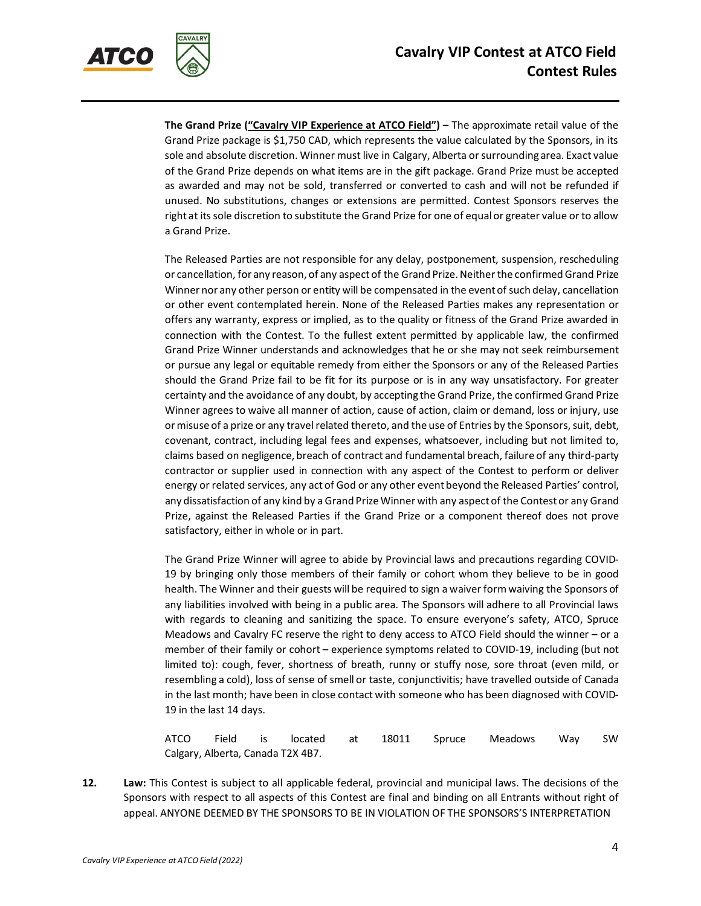**The Grand Prize (<u>"Cavalry VIP Experience at ATCO Field"</u>) –** The approximate retail value of the Grand Prize package is $1,750 CAD, which represents the value calculated by the Sponsors, in its sole and absolute discretion. Winner must live in Calgary, Alberta or surrounding area. Exact value of the Grand Prize depends on what items are in the gift package. Grand Prize must be accepted as awarded and may not be sold, transferred or converted to cash and will not be refunded if unused. No substitutions, changes or extensions are permitted. Contest Sponsors reserves the right at its sole discretion to substitute the Grand Prize for one of equal or greater value or to allow a Grand Prize.

The Released Parties are not responsible for any delay, postponement, suspension, rescheduling or cancellation, for any reason, of any aspect of the Grand Prize. Neither the confirmed Grand Prize Winner nor any other person or entity will be compensated in the event of such delay, cancellation or other event contemplated herein. None of the Released Parties makes any representation or offers any warranty, express or implied, as to the quality or fitness of the Grand Prize awarded in connection with the Contest. To the fullest extent permitted by applicable law, the confirmed Grand Prize Winner understands and acknowledges that he or she may not seek reimbursement or pursue any legal or equitable remedy from either the Sponsors or any of the Released Parties should the Grand Prize fail to be fit for its purpose or is in any way unsatisfactory. For greater certainty and the avoidance of any doubt, by accepting the Grand Prize, the confirmed Grand Prize Winner agrees to waive all manner of action, cause of action, claim or demand, loss or injury, use or misuse of a prize or any travel related thereto, and the use of Entries by the Sponsors, suit, debt, covenant, contract, including legal fees and expenses, whatsoever, including but not limited to, claims based on negligence, breach of contract and fundamental breach, failure of any third-party contractor or supplier used in connection with any aspect of the Contest to perform or deliver energy or related services, any act of God or any other event beyond the Released Parties' control, any dissatisfaction of any kind by a Grand Prize Winner with any aspect of the Contest or any Grand Prize, against the Released Parties if the Grand Prize or a component thereof does not prove satisfactory, either in whole or in part.

The Grand Prize Winner will agree to abide by Provincial laws and precautions regarding COVID-19 by bringing only those members of their family or cohort whom they believe to be in good health. The Winner and their guests will be required to sign a waiver form waiving the Sponsors of any liabilities involved with being in a public area. The Sponsors will adhere to all Provincial laws with regards to cleaning and sanitizing the space. To ensure everyone's safety, ATCO, Spruce Meadows and Cavalry FC reserve the right to deny access to ATCO Field should the winner – or a member of their family or cohort – experience symptoms related to COVID-19, including (but not limited to): cough, fever, shortness of breath, runny or stuffy nose, sore throat (even mild, or resembling a cold), loss of sense of smell or taste, conjunctivitis; have travelled outside of Canada in the last month; have been in close contact with someone who has been diagnosed with COVID-19 in the last 14 days.

ATCO Field is located at 18011 Spruce Meadows Way SW Calgary, Alberta, Canada T2X 4B7.

**12. Law:** This Contest is subject to all applicable federal, provincial and municipal laws. The decisions of the Sponsors with respect to all aspects of this Contest are final and binding on all Entrants without right of appeal. ANYONE DEEMED BY THE SPONSORS TO BE IN VIOLATION OF THE SPONSORS'S INTERPRETATION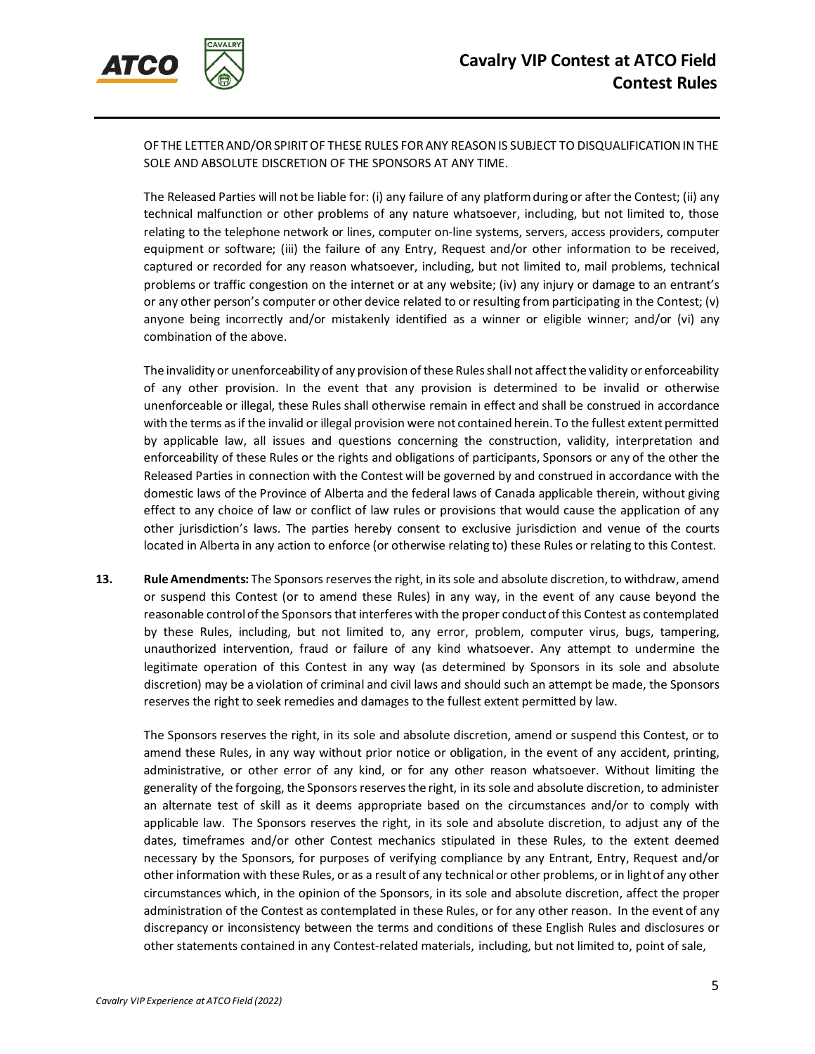OF THE LETTER AND/OR SPIRIT OF THESE RULES FOR ANY REASON IS SUBJECT TO DISQUALIFICATION IN THE SOLE AND ABSOLUTE DISCRETION OF THE SPONSORS AT ANY TIME.

The Released Parties will not be liable for: (i) any failure of any platform during or after the Contest; (ii) any technical malfunction or other problems of any nature whatsoever, including, but not limited to, those relating to the telephone network or lines, computer on-line systems, servers, access providers, computer equipment or software; (iii) the failure of any Entry, Request and/or other information to be received, captured or recorded for any reason whatsoever, including, but not limited to, mail problems, technical problems or traffic congestion on the internet or at any website; (iv) any injury or damage to an entrant's or any other person's computer or other device related to or resulting from participating in the Contest; (v) anyone being incorrectly and/or mistakenly identified as a winner or eligible winner; and/or (vi) any combination of the above.

The invalidity or unenforceability of any provision of these Rules shall not affect the validity or enforceability of any other provision. In the event that any provision is determined to be invalid or otherwise unenforceable or illegal, these Rules shall otherwise remain in effect and shall be construed in accordance with the terms as if the invalid or illegal provision were not contained herein. To the fullest extent permitted by applicable law, all issues and questions concerning the construction, validity, interpretation and enforceability of these Rules or the rights and obligations of participants, Sponsors or any of the other the Released Parties in connection with the Contest will be governed by and construed in accordance with the domestic laws of the Province of Alberta and the federal laws of Canada applicable therein, without giving effect to any choice of law or conflict of law rules or provisions that would cause the application of any other jurisdiction's laws. The parties hereby consent to exclusive jurisdiction and venue of the courts located in Alberta in any action to enforce (or otherwise relating to) these Rules or relating to this Contest.

**13. Rule Amendments:** The Sponsors reserves the right, in its sole and absolute discretion, to withdraw, amend or suspend this Contest (or to amend these Rules) in any way, in the event of any cause beyond the reasonable control of the Sponsors that interferes with the proper conduct of this Contest as contemplated by these Rules, including, but not limited to, any error, problem, computer virus, bugs, tampering, unauthorized intervention, fraud or failure of any kind whatsoever. Any attempt to undermine the legitimate operation of this Contest in any way (as determined by Sponsors in its sole and absolute discretion) may be a violation of criminal and civil laws and should such an attempt be made, the Sponsors reserves the right to seek remedies and damages to the fullest extent permitted by law.

The Sponsors reserves the right, in its sole and absolute discretion, amend or suspend this Contest, or to amend these Rules, in any way without prior notice or obligation, in the event of any accident, printing, administrative, or other error of any kind, or for any other reason whatsoever. Without limiting the generality of the forgoing, the Sponsors reserves the right, in its sole and absolute discretion, to administer an alternate test of skill as it deems appropriate based on the circumstances and/or to comply with applicable law. The Sponsors reserves the right, in its sole and absolute discretion, to adjust any of the dates, timeframes and/or other Contest mechanics stipulated in these Rules, to the extent deemed necessary by the Sponsors, for purposes of verifying compliance by any Entrant, Entry, Request and/or other information with these Rules, or as a result of any technical or other problems, or in light of any other circumstances which, in the opinion of the Sponsors, in its sole and absolute discretion, affect the proper administration of the Contest as contemplated in these Rules, or for any other reason. In the event of any discrepancy or inconsistency between the terms and conditions of these English Rules and disclosures or other statements contained in any Contest-related materials, including, but not limited to, point of sale,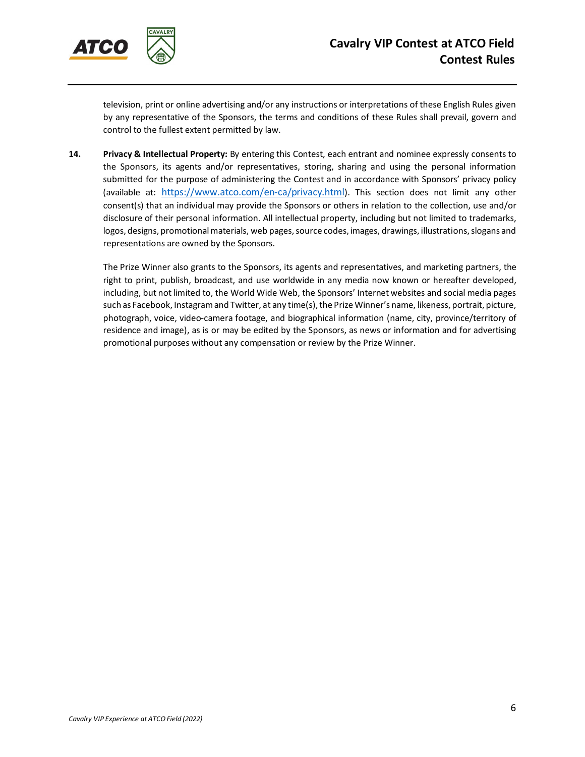television, print or online advertising and/or any instructions or interpretations of these English Rules given by any representative of the Sponsors, the terms and conditions of these Rules shall prevail, govern and control to the fullest extent permitted by law.

**14.** **Privacy & Intellectual Property:** By entering this Contest, each entrant and nominee expressly consents to the Sponsors, its agents and/or representatives, storing, sharing and using the personal information submitted for the purpose of administering the Contest and in accordance with Sponsors' privacy policy (available at: https://www.atco.com/en-ca/privacy.html). This section does not limit any other consent(s) that an individual may provide the Sponsors or others in relation to the collection, use and/or disclosure of their personal information. All intellectual property, including but not limited to trademarks, logos, designs, promotional materials, web pages, source codes, images, drawings, illustrations, slogans and representations are owned by the Sponsors.

The Prize Winner also grants to the Sponsors, its agents and representatives, and marketing partners, the right to print, publish, broadcast, and use worldwide in any media now known or hereafter developed, including, but not limited to, the World Wide Web, the Sponsors' Internet websites and social media pages such as Facebook, Instagram and Twitter, at any time(s), the Prize Winner's name, likeness, portrait, picture, photograph, voice, video-camera footage, and biographical information (name, city, province/territory of residence and image), as is or may be edited by the Sponsors, as news or information and for advertising promotional purposes without any compensation or review by the Prize Winner.